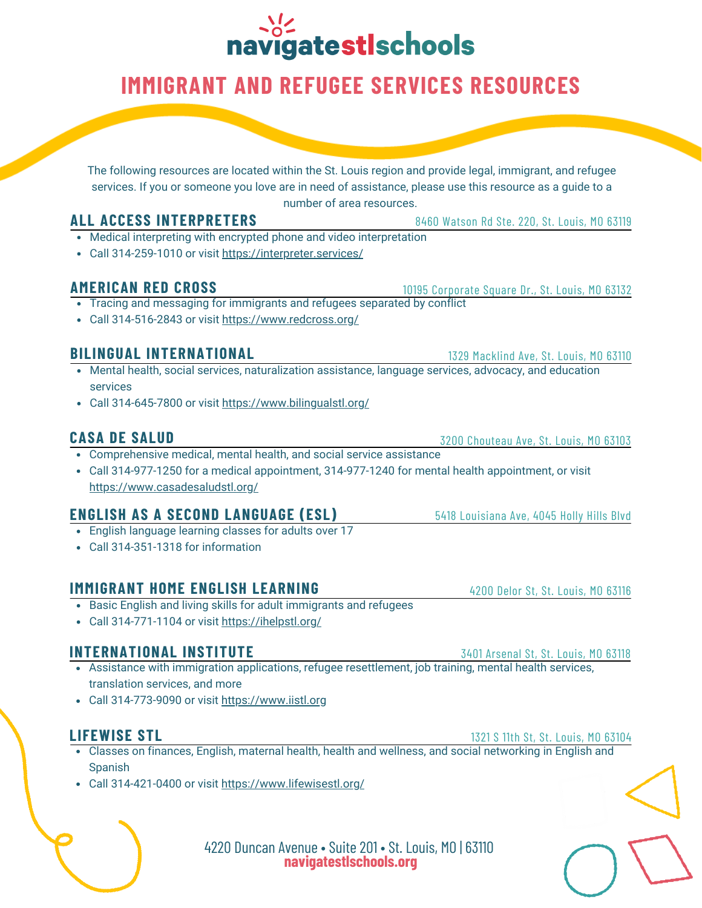navigatestlschools

# IMMIGRANT AND REFUGEE SERVICES RESOURCES

The following resources are located within the St. Louis region and provide legal, immigrant, and refugee services. If you or someone you love are in need of assistance, please use this resource as a guide to a number of area resources.

## ALL ACCESS INTERPRETERS

8460 Watson Rd Ste. 220, St. Louis, MO 63119

- Medical interpreting with encrypted phone and video interpretation
- Call 314-259-1010 or visit https://interpreter.services/

## AMERICAN RED CROSS

10195 Corporate Square Dr., St. Louis, MO 63132

- Tracing and messaging for immigrants and refugees separated by conflict
- Call 314-516-2843 or visit https://www.redcross.org/

## BILINGUAL INTERNATIONAL

1329 Macklind Ave, St. Louis, MO 63110

- Mental health, social services, naturalization assistance, language services, advocacy, and education services
- Call 314-645-7800 or visit https://www.bilingualstl.org/

## CASA DE SALUD

3200 Chouteau Ave, St. Louis, MO 63103

- Comprehensive medical, mental health, and social service assistance
- Call 314-977-1250 for a medical appointment, 314-977-1240 for mental health appointment, or visit https://www.casadesaludstl.org/

## ENGLISH AS A SECOND LANGUAGE (ESL)

5418 Louisiana Ave, 4045 Holly Hills Blvd

- English language learning classes for adults over 17
- Call 314-351-1318 for information

## IMMIGRANT HOME ENGLISH LEARNING

4200 Delor St, St. Louis, MO 63116

- Basic English and living skills for adult immigrants and refugees
- Call 314-771-1104 or visit https://ihelpstl.org/

## INTERNATIONAL INSTITUTE

3401 Arsenal St, St. Louis, MO 63118

- Assistance with immigration applications, refugee resettlement, job training, mental health services, translation services, and more
- Call 314-773-9090 or visit https://www.iistl.org

## LIFEWISE STL

1321 S 11th St, St. Louis, MO 63104

- Classes on finances, English, maternal health, health and wellness, and social networking in English and Spanish
- Call 314-421-0400 or visit https://www.lifewisestl.org/

4220 Duncan Avenue • Suite 201 • St. Louis, MO | 63110
**navigatestlschools.org**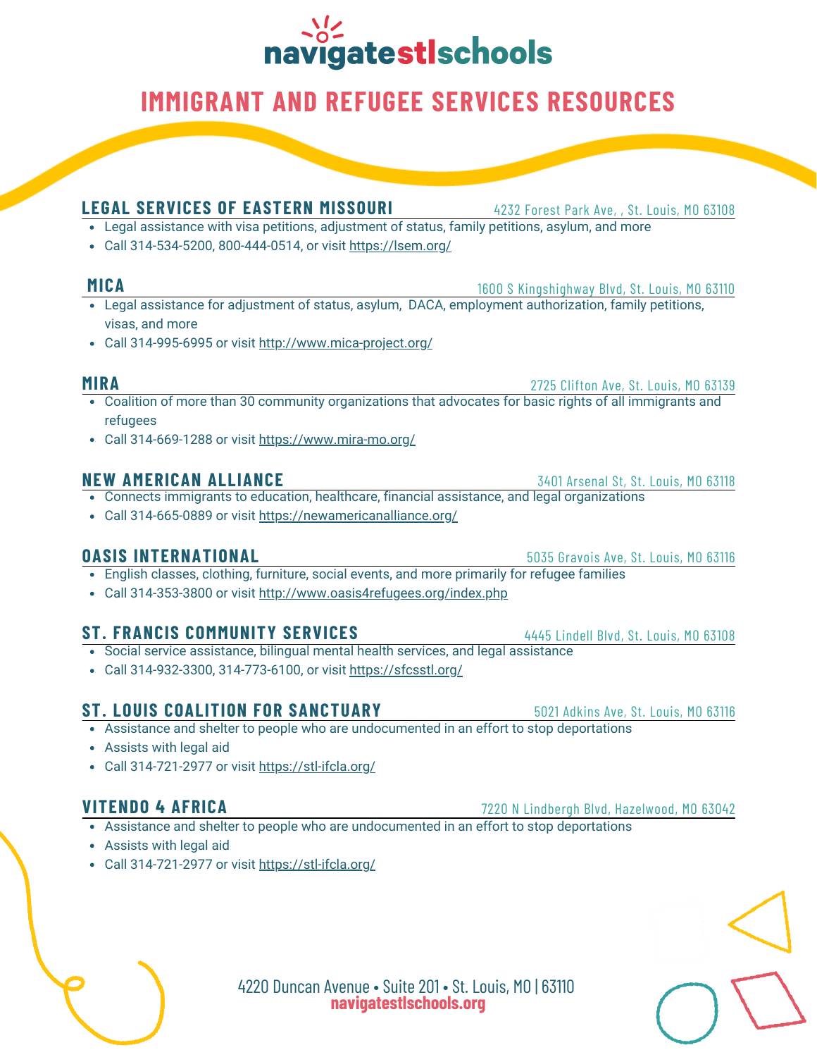# navigatestlschools

## IMMIGRANT AND REFUGEE SERVICES RESOURCES

### LEGAL SERVICES OF EASTERN MISSOURI

4232 Forest Park Ave, , St. Louis, MO 63108

- Legal assistance with visa petitions, adjustment of status, family petitions, asylum, and more
- Call 314-534-5200, 800-444-0514, or visit https://lsem.org/

### MICA

1600 S Kingshighway Blvd, St. Louis, MO 63110

- Legal assistance for adjustment of status, asylum, DACA, employment authorization, family petitions, visas, and more
- Call 314-995-6995 or visit http://www.mica-project.org/

### MIRA

2725 Clifton Ave, St. Louis, MO 63139

- Coalition of more than 30 community organizations that advocates for basic rights of all immigrants and refugees
- Call 314-669-1288 or visit https://www.mira-mo.org/

### NEW AMERICAN ALLIANCE

3401 Arsenal St, St. Louis, MO 63118

- Connects immigrants to education, healthcare, financial assistance, and legal organizations
- Call 314-665-0889 or visit https://newamericanalliance.org/

### OASIS INTERNATIONAL

5035 Gravois Ave, St. Louis, MO 63116

- English classes, clothing, furniture, social events, and more primarily for refugee families
- Call 314-353-3800 or visit http://www.oasis4refugees.org/index.php

### ST. FRANCIS COMMUNITY SERVICES

4445 Lindell Blvd, St. Louis, MO 63108

- Social service assistance, bilingual mental health services, and legal assistance
- Call 314-932-3300, 314-773-6100, or visit https://sfcsstl.org/

### ST. LOUIS COALITION FOR SANCTUARY

5021 Adkins Ave, St. Louis, MO 63116

- Assistance and shelter to people who are undocumented in an effort to stop deportations
- Assists with legal aid
- Call 314-721-2977 or visit https://stl-ifcla.org/

### VITENDO 4 AFRICA

7220 N Lindbergh Blvd, Hazelwood, MO 63042

- Assistance and shelter to people who are undocumented in an effort to stop deportations
- Assists with legal aid
- Call 314-721-2977 or visit https://stl-ifcla.org/

4220 Duncan Avenue • Suite 201 • St. Louis, MO | 63110
**navigatestlschools.org**